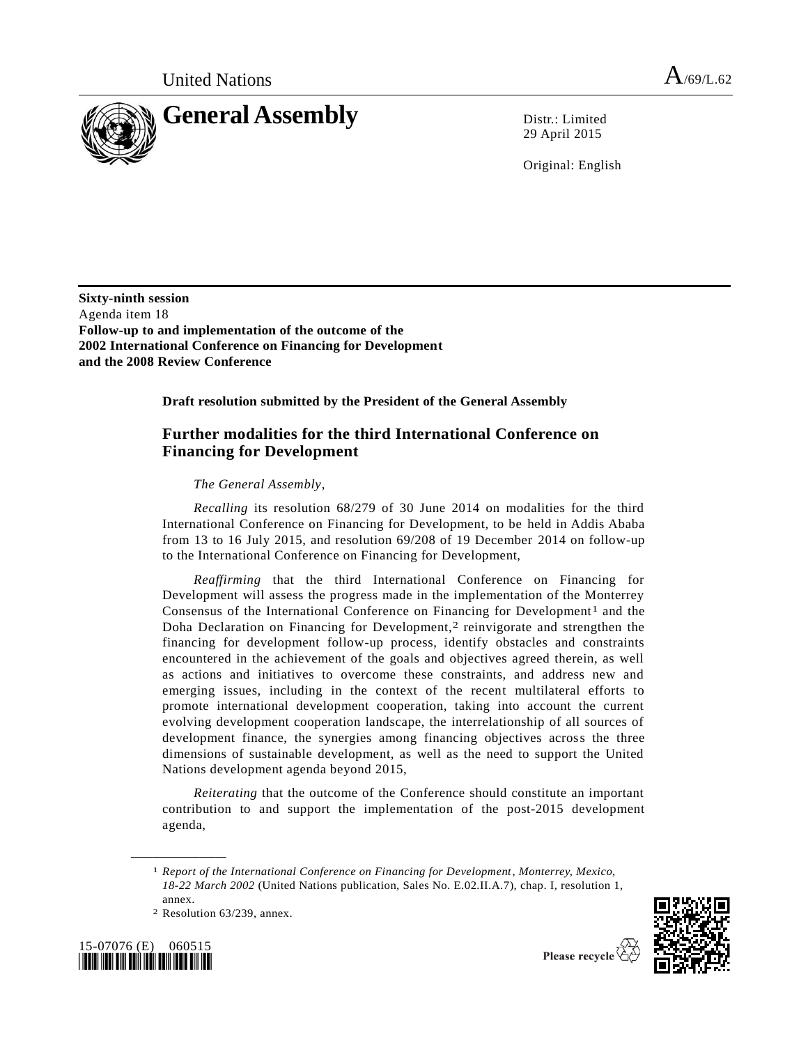United Nations A/69/L.62

# General Assembly

Distr.: Limited
29 April 2015

Original: English

**Sixty-ninth session**
Agenda item 18
**Follow-up to and implementation of the outcome of the 2002 International Conference on Financing for Development and the 2008 Review Conference**

**Draft resolution submitted by the President of the General Assembly**

## Further modalities for the third International Conference on Financing for Development

*The General Assembly*,

*Recalling* its resolution 68/279 of 30 June 2014 on modalities for the third International Conference on Financing for Development, to be held in Addis Ababa from 13 to 16 July 2015, and resolution 69/208 of 19 December 2014 on follow-up to the International Conference on Financing for Development,

*Reaffirming* that the third International Conference on Financing for Development will assess the progress made in the implementation of the Monterrey Consensus of the International Conference on Financing for Development[1] and the Doha Declaration on Financing for Development,[2] reinvigorate and strengthen the financing for development follow-up process, identify obstacles and constraints encountered in the achievement of the goals and objectives agreed therein, as well as actions and initiatives to overcome these constraints, and address new and emerging issues, including in the context of the recent multilateral efforts to promote international development cooperation, taking into account the current evolving development cooperation landscape, the interrelationship of all sources of development finance, the synergies among financing objectives across the three dimensions of sustainable development, as well as the need to support the United Nations development agenda beyond 2015,

*Reiterating* that the outcome of the Conference should constitute an important contribution to and support the implementation of the post-2015 development agenda,

[1] *Report of the International Conference on Financing for Development, Monterrey, Mexico, 18-22 March 2002* (United Nations publication, Sales No. E.02.II.A.7), chap. I, resolution 1, annex.

[2] Resolution 63/239, annex.

15-07076 (E) 060515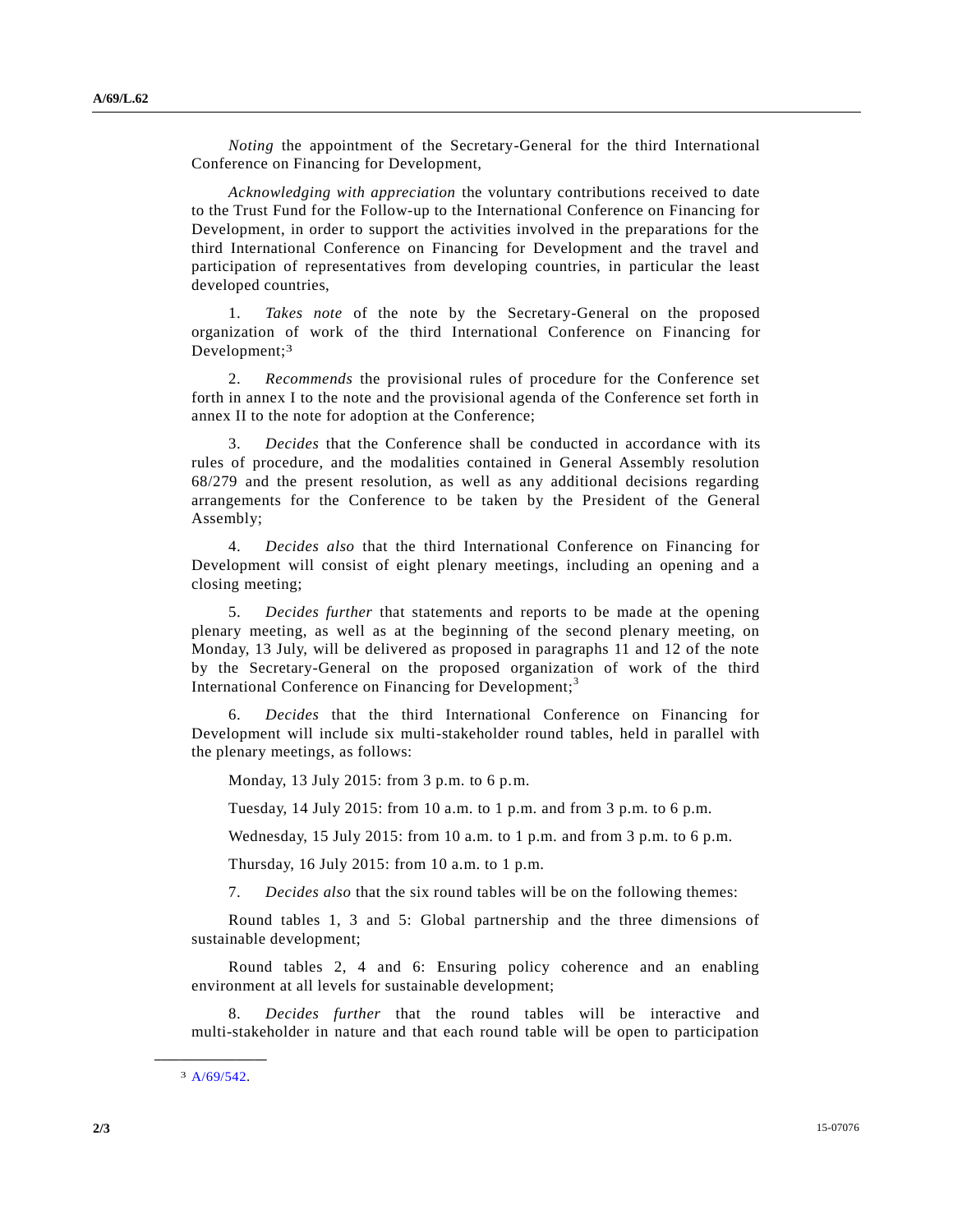*Noting* the appointment of the Secretary-General for the third International Conference on Financing for Development,

*Acknowledging with appreciation* the voluntary contributions received to date to the Trust Fund for the Follow-up to the International Conference on Financing for Development, in order to support the activities involved in the preparations for the third International Conference on Financing for Development and the travel and participation of representatives from developing countries, in particular the least developed countries,

1. *Takes note* of the note by the Secretary-General on the proposed organization of work of the third International Conference on Financing for Development;[3]

2. *Recommends* the provisional rules of procedure for the Conference set forth in annex I to the note and the provisional agenda of the Conference set forth in annex II to the note for adoption at the Conference;

3. *Decides* that the Conference shall be conducted in accordance with its rules of procedure, and the modalities contained in General Assembly resolution 68/279 and the present resolution, as well as any additional decisions regarding arrangements for the Conference to be taken by the President of the General Assembly;

4. *Decides also* that the third International Conference on Financing for Development will consist of eight plenary meetings, including an opening and a closing meeting;

5. *Decides further* that statements and reports to be made at the opening plenary meeting, as well as at the beginning of the second plenary meeting, on Monday, 13 July, will be delivered as proposed in paragraphs 11 and 12 of the note by the Secretary-General on the proposed organization of work of the third International Conference on Financing for Development;[3]

6. *Decides* that the third International Conference on Financing for Development will include six multi-stakeholder round tables, held in parallel with the plenary meetings, as follows:

Monday, 13 July 2015: from 3 p.m. to 6 p.m.

Tuesday, 14 July 2015: from 10 a.m. to 1 p.m. and from 3 p.m. to 6 p.m.

Wednesday, 15 July 2015: from 10 a.m. to 1 p.m. and from 3 p.m. to 6 p.m.

Thursday, 16 July 2015: from 10 a.m. to 1 p.m.

7. *Decides also* that the six round tables will be on the following themes:

Round tables 1, 3 and 5: Global partnership and the three dimensions of sustainable development;

Round tables 2, 4 and 6: Ensuring policy coherence and an enabling environment at all levels for sustainable development;

8. *Decides further* that the round tables will be interactive and multi-stakeholder in nature and that each round table will be open to participation

---

[3] A/69/542.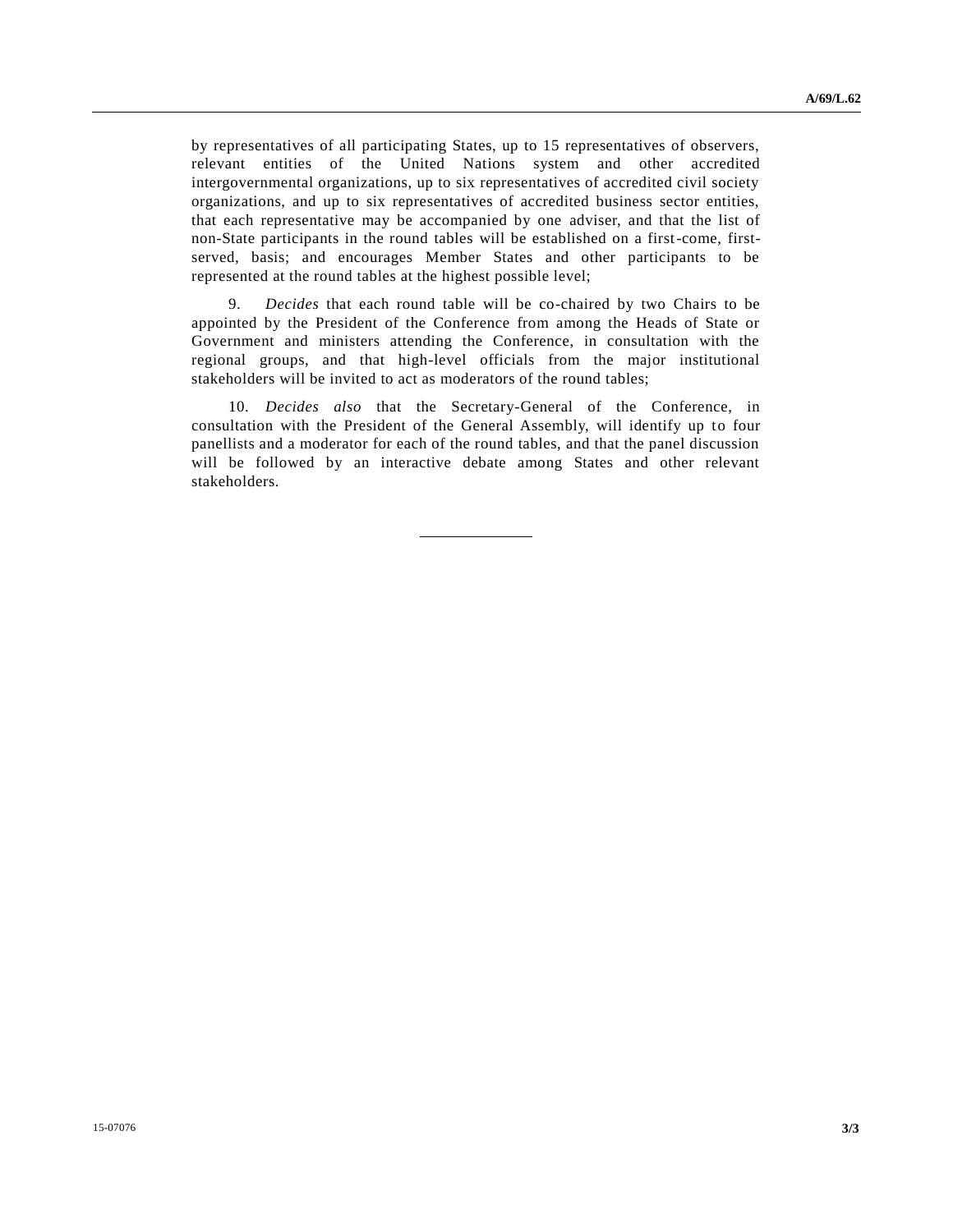by representatives of all participating States, up to 15 representatives of observers, relevant entities of the United Nations system and other accredited intergovernmental organizations, up to six representatives of accredited civil society organizations, and up to six representatives of accredited business sector entities, that each representative may be accompanied by one adviser, and that the list of non-State participants in the round tables will be established on a first-come, first-served, basis; and encourages Member States and other participants to be represented at the round tables at the highest possible level;

9. *Decides* that each round table will be co-chaired by two Chairs to be appointed by the President of the Conference from among the Heads of State or Government and ministers attending the Conference, in consultation with the regional groups, and that high-level officials from the major institutional stakeholders will be invited to act as moderators of the round tables;

10. *Decides also* that the Secretary-General of the Conference, in consultation with the President of the General Assembly, will identify up to four panellists and a moderator for each of the round tables, and that the panel discussion will be followed by an interactive debate among States and other relevant stakeholders.